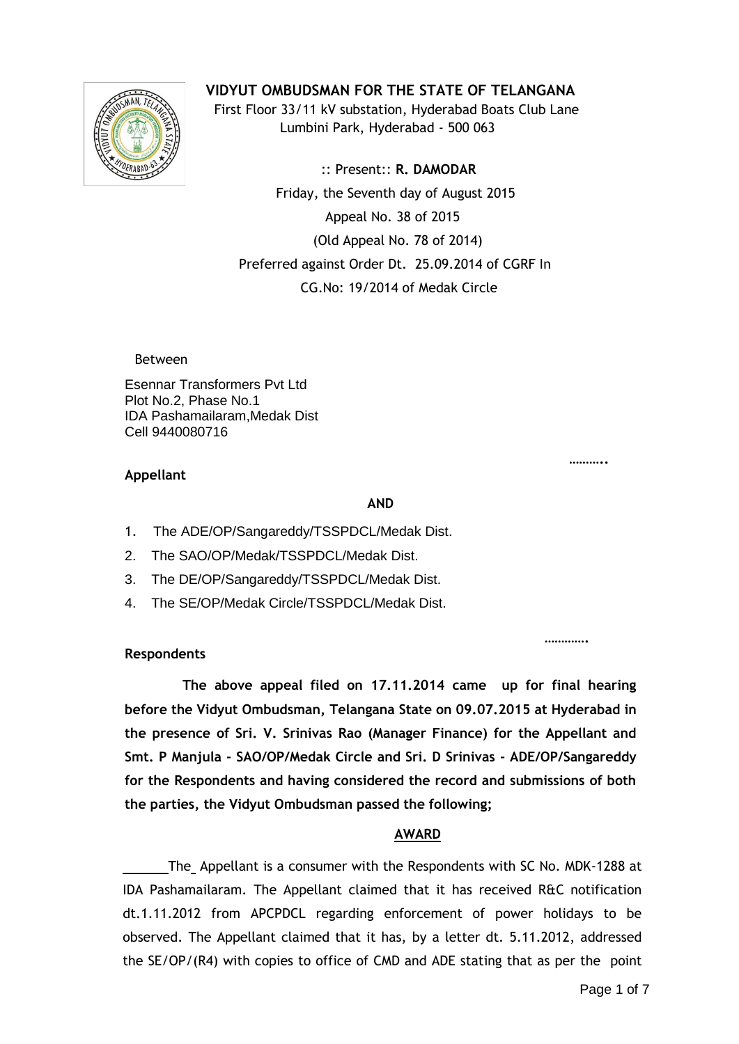# VIDYUT OMBUDSMAN FOR THE STATE OF TELANGANA

First Floor 33/11 kV substation, Hyderabad Boats Club Lane
Lumbini Park, Hyderabad - 500 063

:: Present:: **R. DAMODAR**

Friday, the Seventh day of August 2015

Appeal No. 38 of 2015

(Old Appeal No. 78 of 2014)

Preferred against Order Dt. 25.09.2014 of CGRF In

CG.No: 19/2014 of Medak Circle

Between

Esennar Transformers Pvt Ltd
Plot No.2, Phase No.1
IDA Pashamailaram,Medak Dist
Cell 9440080716

……….. **Appellant**

**AND**

1. The ADE/OP/Sangareddy/TSSPDCL/Medak Dist.
2. The SAO/OP/Medak/TSSPDCL/Medak Dist.
3. The DE/OP/Sangareddy/TSSPDCL/Medak Dist.
4. The SE/OP/Medak Circle/TSSPDCL/Medak Dist.

…………. **Respondents**

**The above appeal filed on 17.11.2014 came up for final hearing before the Vidyut Ombudsman, Telangana State on 09.07.2015 at Hyderabad in the presence of Sri. V. Srinivas Rao (Manager Finance) for the Appellant and Smt. P Manjula - SAO/OP/Medak Circle and Sri. D Srinivas - ADE/OP/Sangareddy for the Respondents and having considered the record and submissions of both the parties, the Vidyut Ombudsman passed the following;**

## AWARD

The Appellant is a consumer with the Respondents with SC No. MDK-1288 at IDA Pashamailaram. The Appellant claimed that it has received R&C notification dt.1.11.2012 from APCPDCL regarding enforcement of power holidays to be observed. The Appellant claimed that it has, by a letter dt. 5.11.2012, addressed the SE/OP/(R4) with copies to office of CMD and ADE stating that as per the point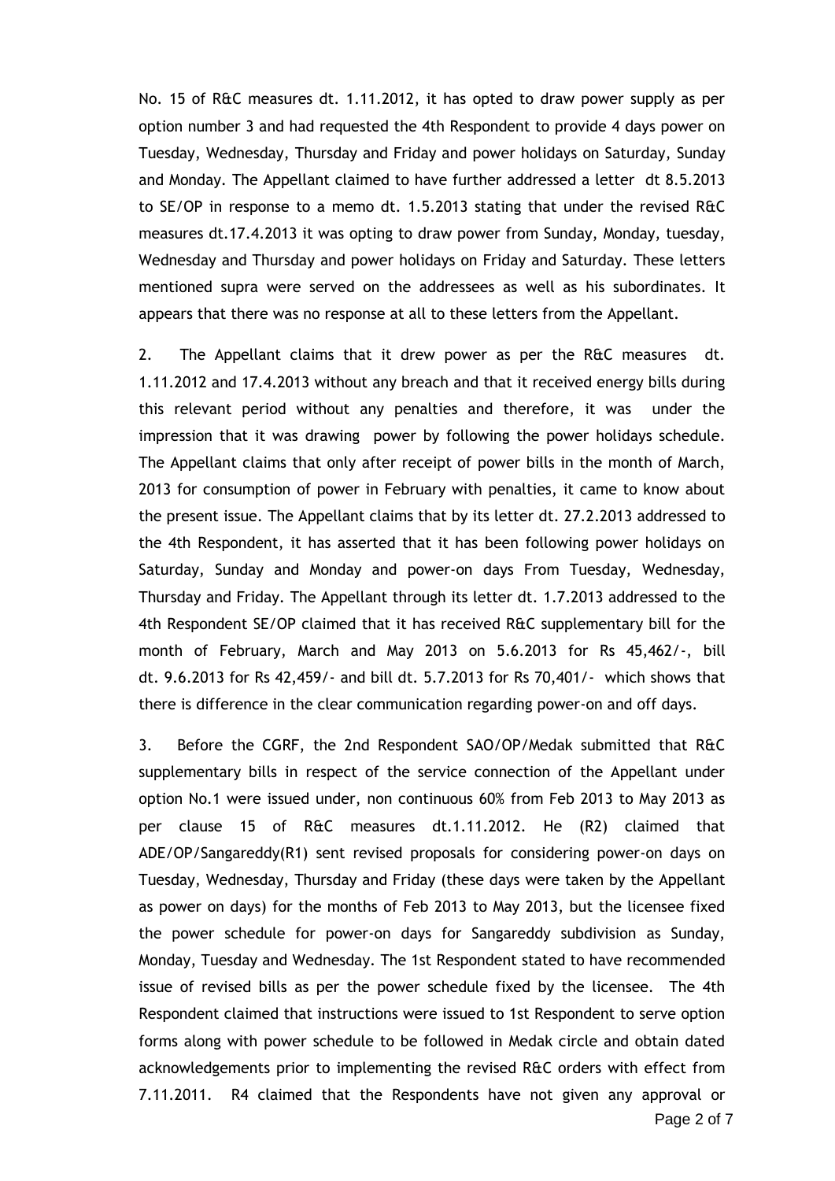No. 15 of R&C measures dt. 1.11.2012, it has opted to draw power supply as per option number 3 and had requested the 4th Respondent to provide 4 days power on Tuesday, Wednesday, Thursday and Friday and power holidays on Saturday, Sunday and Monday. The Appellant claimed to have further addressed a letter dt 8.5.2013 to SE/OP in response to a memo dt. 1.5.2013 stating that under the revised R&C measures dt.17.4.2013 it was opting to draw power from Sunday, Monday, tuesday, Wednesday and Thursday and power holidays on Friday and Saturday. These letters mentioned supra were served on the addressees as well as his subordinates. It appears that there was no response at all to these letters from the Appellant.

2. The Appellant claims that it drew power as per the R&C measures dt. 1.11.2012 and 17.4.2013 without any breach and that it received energy bills during this relevant period without any penalties and therefore, it was under the impression that it was drawing power by following the power holidays schedule. The Appellant claims that only after receipt of power bills in the month of March, 2013 for consumption of power in February with penalties, it came to know about the present issue. The Appellant claims that by its letter dt. 27.2.2013 addressed to the 4th Respondent, it has asserted that it has been following power holidays on Saturday, Sunday and Monday and power-on days From Tuesday, Wednesday, Thursday and Friday. The Appellant through its letter dt. 1.7.2013 addressed to the 4th Respondent SE/OP claimed that it has received R&C supplementary bill for the month of February, March and May 2013 on 5.6.2013 for Rs 45,462/-, bill dt. 9.6.2013 for Rs 42,459/- and bill dt. 5.7.2013 for Rs 70,401/- which shows that there is difference in the clear communication regarding power-on and off days.

3. Before the CGRF, the 2nd Respondent SAO/OP/Medak submitted that R&C supplementary bills in respect of the service connection of the Appellant under option No.1 were issued under, non continuous 60% from Feb 2013 to May 2013 as per clause 15 of R&C measures dt.1.11.2012. He (R2) claimed that ADE/OP/Sangareddy(R1) sent revised proposals for considering power-on days on Tuesday, Wednesday, Thursday and Friday (these days were taken by the Appellant as power on days) for the months of Feb 2013 to May 2013, but the licensee fixed the power schedule for power-on days for Sangareddy subdivision as Sunday, Monday, Tuesday and Wednesday. The 1st Respondent stated to have recommended issue of revised bills as per the power schedule fixed by the licensee. The 4th Respondent claimed that instructions were issued to 1st Respondent to serve option forms along with power schedule to be followed in Medak circle and obtain dated acknowledgements prior to implementing the revised R&C orders with effect from 7.11.2011. R4 claimed that the Respondents have not given any approval or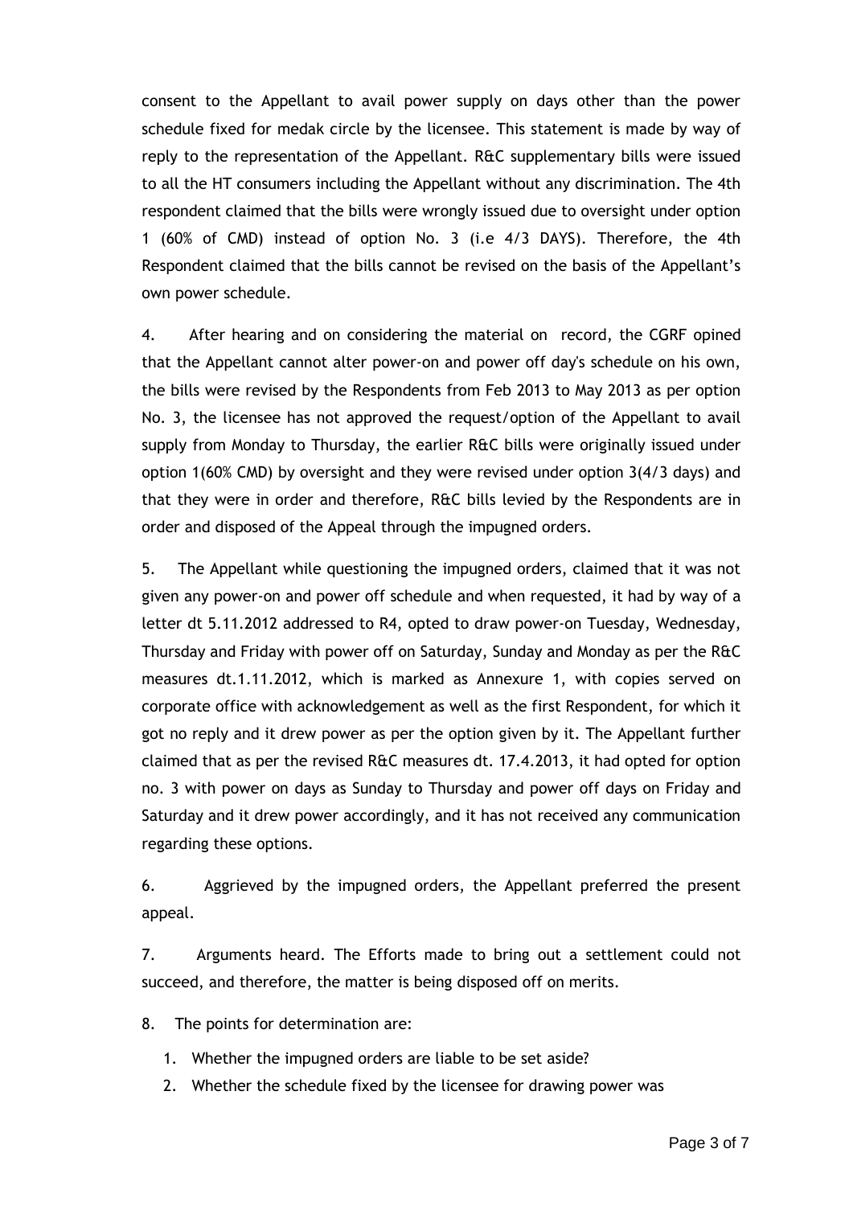consent to the Appellant to avail power supply on days other than the power schedule fixed for medak circle by the licensee. This statement is made by way of reply to the representation of the Appellant. R&C supplementary bills were issued to all the HT consumers including the Appellant without any discrimination. The 4th respondent claimed that the bills were wrongly issued due to oversight under option 1 (60% of CMD) instead of option No. 3 (i.e 4/3 DAYS). Therefore, the 4th Respondent claimed that the bills cannot be revised on the basis of the Appellant's own power schedule.

4. After hearing and on considering the material on record, the CGRF opined that the Appellant cannot alter power-on and power off day's schedule on his own, the bills were revised by the Respondents from Feb 2013 to May 2013 as per option No. 3, the licensee has not approved the request/option of the Appellant to avail supply from Monday to Thursday, the earlier R&C bills were originally issued under option 1(60% CMD) by oversight and they were revised under option 3(4/3 days) and that they were in order and therefore, R&C bills levied by the Respondents are in order and disposed of the Appeal through the impugned orders.

5. The Appellant while questioning the impugned orders, claimed that it was not given any power-on and power off schedule and when requested, it had by way of a letter dt 5.11.2012 addressed to R4, opted to draw power-on Tuesday, Wednesday, Thursday and Friday with power off on Saturday, Sunday and Monday as per the R&C measures dt.1.11.2012, which is marked as Annexure 1, with copies served on corporate office with acknowledgement as well as the first Respondent, for which it got no reply and it drew power as per the option given by it. The Appellant further claimed that as per the revised R&C measures dt. 17.4.2013, it had opted for option no. 3 with power on days as Sunday to Thursday and power off days on Friday and Saturday and it drew power accordingly, and it has not received any communication regarding these options.

6. Aggrieved by the impugned orders, the Appellant preferred the present appeal.

7. Arguments heard. The Efforts made to bring out a settlement could not succeed, and therefore, the matter is being disposed off on merits.

8. The points for determination are:

1. Whether the impugned orders are liable to be set aside?
2. Whether the schedule fixed by the licensee for drawing power was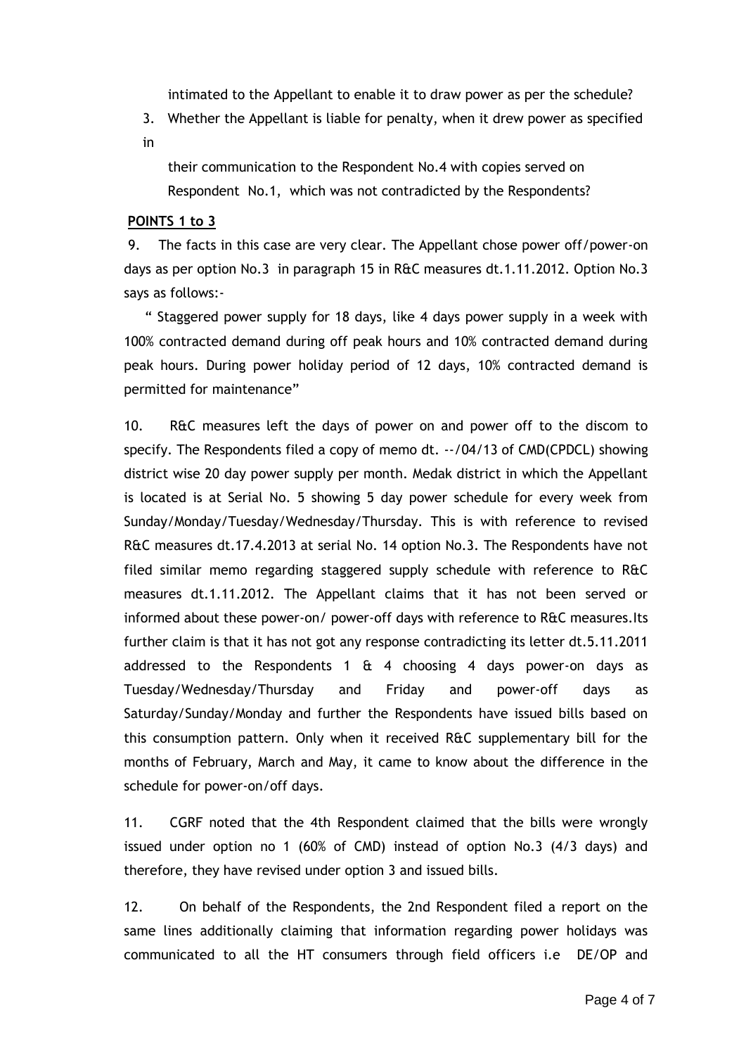intimated to the Appellant to enable it to draw power as per the schedule?

3. Whether the Appellant is liable for penalty, when it drew power as specified in their communication to the Respondent No.4 with copies served on Respondent No.1, which was not contradicted by the Respondents?

**POINTS 1 to 3**

9. The facts in this case are very clear. The Appellant chose power off/power-on days as per option No.3 in paragraph 15 in R&C measures dt.1.11.2012. Option No.3 says as follows:-

" Staggered power supply for 18 days, like 4 days power supply in a week with 100% contracted demand during off peak hours and 10% contracted demand during peak hours. During power holiday period of 12 days, 10% contracted demand is permitted for maintenance"

10. R&C measures left the days of power on and power off to the discom to specify. The Respondents filed a copy of memo dt. --/04/13 of CMD(CPDCL) showing district wise 20 day power supply per month. Medak district in which the Appellant is located is at Serial No. 5 showing 5 day power schedule for every week from Sunday/Monday/Tuesday/Wednesday/Thursday. This is with reference to revised R&C measures dt.17.4.2013 at serial No. 14 option No.3. The Respondents have not filed similar memo regarding staggered supply schedule with reference to R&C measures dt.1.11.2012. The Appellant claims that it has not been served or informed about these power-on/ power-off days with reference to R&C measures.Its further claim is that it has not got any response contradicting its letter dt.5.11.2011 addressed to the Respondents 1 & 4 choosing 4 days power-on days as Tuesday/Wednesday/Thursday and Friday and power-off days as Saturday/Sunday/Monday and further the Respondents have issued bills based on this consumption pattern. Only when it received R&C supplementary bill for the months of February, March and May, it came to know about the difference in the schedule for power-on/off days.

11. CGRF noted that the 4th Respondent claimed that the bills were wrongly issued under option no 1 (60% of CMD) instead of option No.3 (4/3 days) and therefore, they have revised under option 3 and issued bills.

12. On behalf of the Respondents, the 2nd Respondent filed a report on the same lines additionally claiming that information regarding power holidays was communicated to all the HT consumers through field officers i.e DE/OP and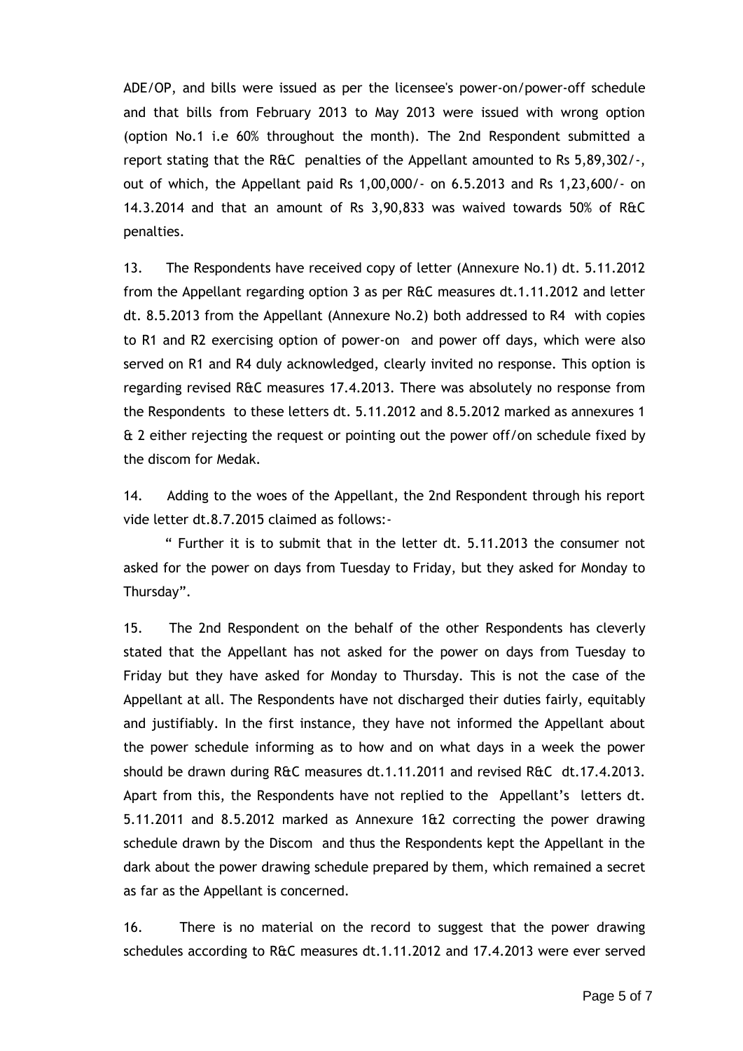ADE/OP, and bills were issued as per the licensee's power-on/power-off schedule and that bills from February 2013 to May 2013 were issued with wrong option (option No.1 i.e 60% throughout the month). The 2nd Respondent submitted a report stating that the R&C penalties of the Appellant amounted to Rs 5,89,302/-, out of which, the Appellant paid Rs 1,00,000/- on 6.5.2013 and Rs 1,23,600/- on 14.3.2014 and that an amount of Rs 3,90,833 was waived towards 50% of R&C penalties.

13. The Respondents have received copy of letter (Annexure No.1) dt. 5.11.2012 from the Appellant regarding option 3 as per R&C measures dt.1.11.2012 and letter dt. 8.5.2013 from the Appellant (Annexure No.2) both addressed to R4 with copies to R1 and R2 exercising option of power-on and power off days, which were also served on R1 and R4 duly acknowledged, clearly invited no response. This option is regarding revised R&C measures 17.4.2013. There was absolutely no response from the Respondents to these letters dt. 5.11.2012 and 8.5.2012 marked as annexures 1 & 2 either rejecting the request or pointing out the power off/on schedule fixed by the discom for Medak.

14. Adding to the woes of the Appellant, the 2nd Respondent through his report vide letter dt.8.7.2015 claimed as follows:-

" Further it is to submit that in the letter dt. 5.11.2013 the consumer not asked for the power on days from Tuesday to Friday, but they asked for Monday to Thursday".

15. The 2nd Respondent on the behalf of the other Respondents has cleverly stated that the Appellant has not asked for the power on days from Tuesday to Friday but they have asked for Monday to Thursday. This is not the case of the Appellant at all. The Respondents have not discharged their duties fairly, equitably and justifiably. In the first instance, they have not informed the Appellant about the power schedule informing as to how and on what days in a week the power should be drawn during R&C measures dt.1.11.2011 and revised R&C dt.17.4.2013. Apart from this, the Respondents have not replied to the Appellant's letters dt. 5.11.2011 and 8.5.2012 marked as Annexure 1&2 correcting the power drawing schedule drawn by the Discom and thus the Respondents kept the Appellant in the dark about the power drawing schedule prepared by them, which remained a secret as far as the Appellant is concerned.

16. There is no material on the record to suggest that the power drawing schedules according to R&C measures dt.1.11.2012 and 17.4.2013 were ever served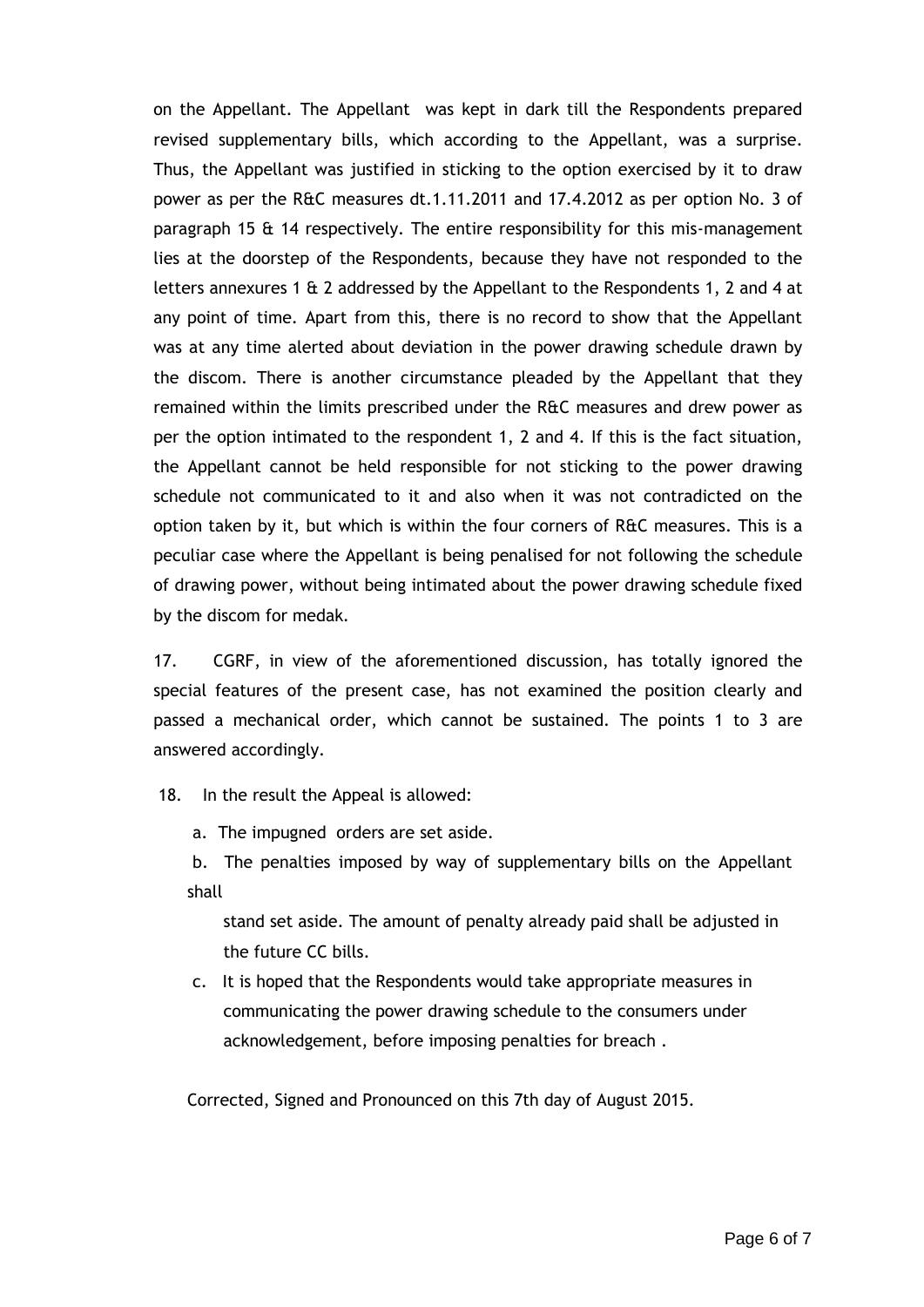on the Appellant. The Appellant was kept in dark till the Respondents prepared revised supplementary bills, which according to the Appellant, was a surprise. Thus, the Appellant was justified in sticking to the option exercised by it to draw power as per the R&C measures dt.1.11.2011 and 17.4.2012 as per option No. 3 of paragraph 15 & 14 respectively. The entire responsibility for this mis-management lies at the doorstep of the Respondents, because they have not responded to the letters annexures 1 & 2 addressed by the Appellant to the Respondents 1, 2 and 4 at any point of time. Apart from this, there is no record to show that the Appellant was at any time alerted about deviation in the power drawing schedule drawn by the discom. There is another circumstance pleaded by the Appellant that they remained within the limits prescribed under the R&C measures and drew power as per the option intimated to the respondent 1, 2 and 4. If this is the fact situation, the Appellant cannot be held responsible for not sticking to the power drawing schedule not communicated to it and also when it was not contradicted on the option taken by it, but which is within the four corners of R&C measures. This is a peculiar case where the Appellant is being penalised for not following the schedule of drawing power, without being intimated about the power drawing schedule fixed by the discom for medak.

17. CGRF, in view of the aforementioned discussion, has totally ignored the special features of the present case, has not examined the position clearly and passed a mechanical order, which cannot be sustained. The points 1 to 3 are answered accordingly.

18. In the result the Appeal is allowed:

a. The impugned orders are set aside.

b. The penalties imposed by way of supplementary bills on the Appellant shall stand set aside. The amount of penalty already paid shall be adjusted in the future CC bills.

c. It is hoped that the Respondents would take appropriate measures in communicating the power drawing schedule to the consumers under acknowledgement, before imposing penalties for breach .

Corrected, Signed and Pronounced on this 7th day of August 2015.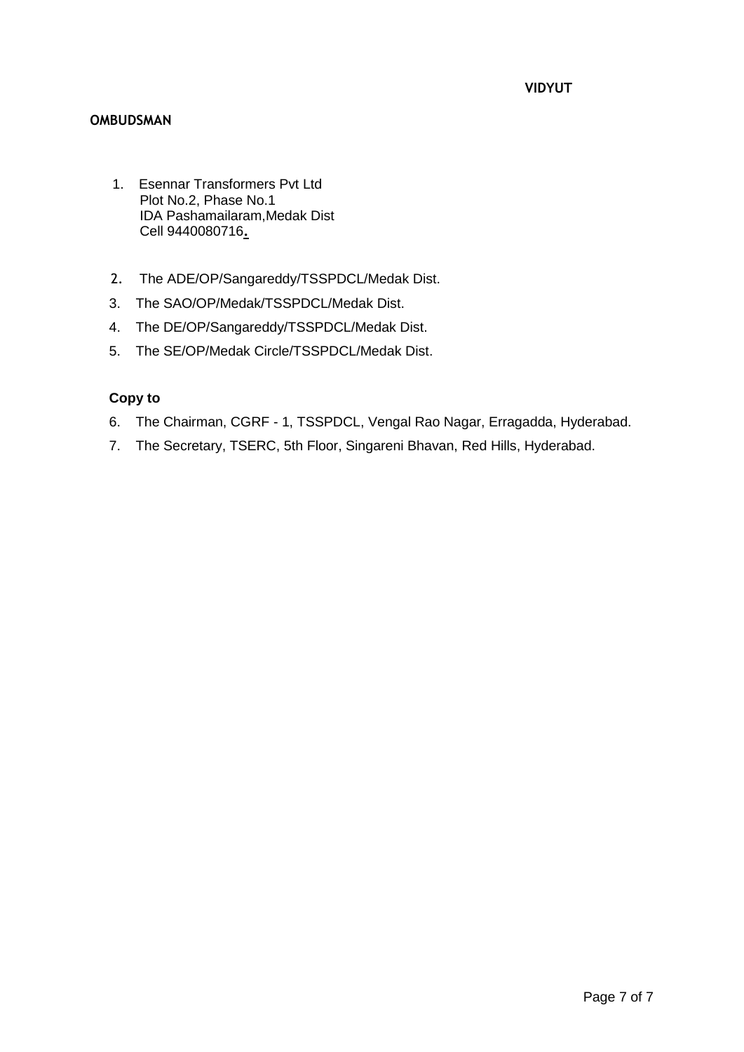**VIDYUT**

**OMBUDSMAN**

1. Esennar Transformers Pvt Ltd
   Plot No.2, Phase No.1
   IDA Pashamailaram,Medak Dist
   Cell 9440080716.

2. The ADE/OP/Sangareddy/TSSPDCL/Medak Dist.
3. The SAO/OP/Medak/TSSPDCL/Medak Dist.
4. The DE/OP/Sangareddy/TSSPDCL/Medak Dist.
5. The SE/OP/Medak Circle/TSSPDCL/Medak Dist.

**Copy to**

6. The Chairman, CGRF - 1, TSSPDCL, Vengal Rao Nagar, Erragadda, Hyderabad.
7. The Secretary, TSERC, 5th Floor, Singareni Bhavan, Red Hills, Hyderabad.